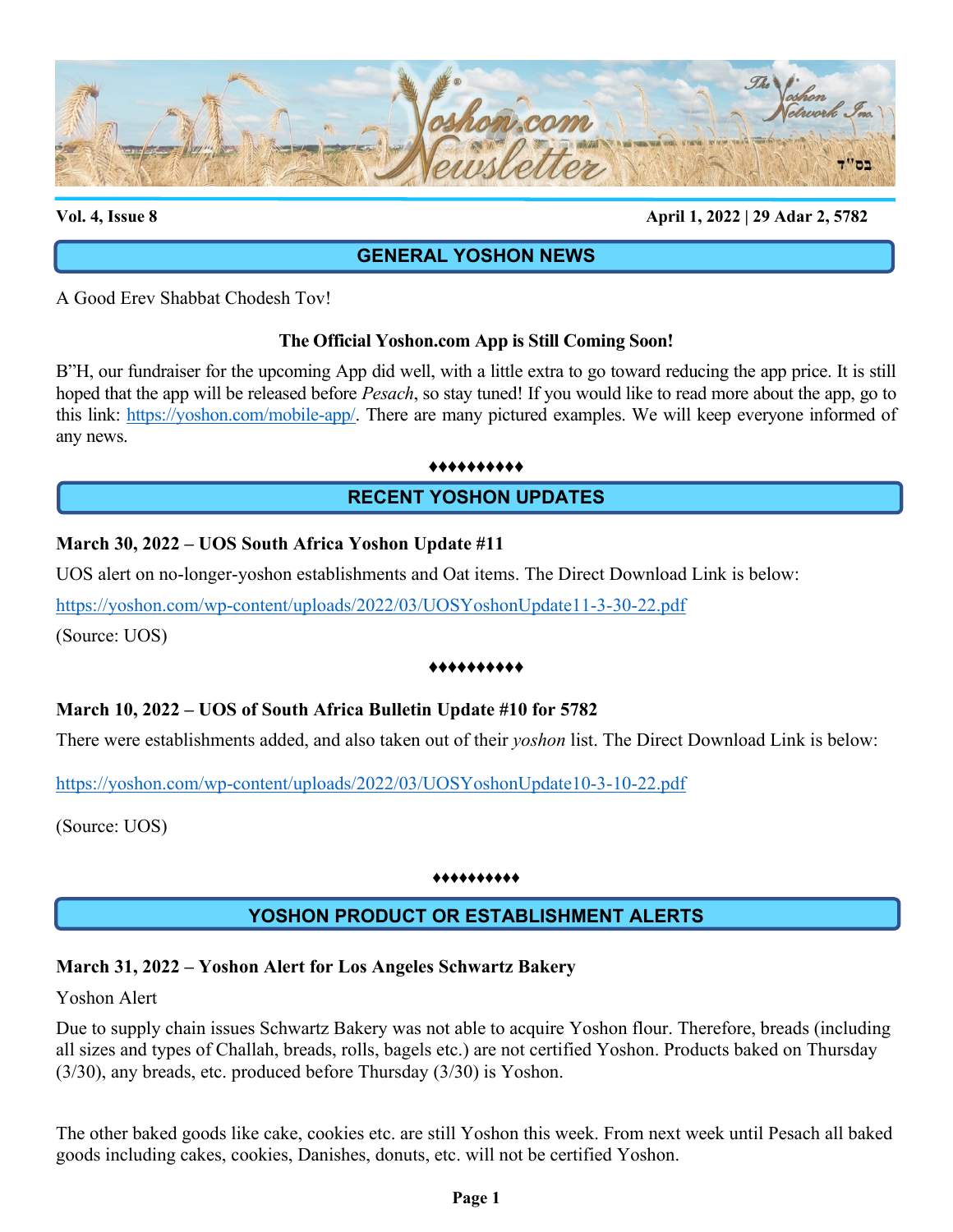# Yoshon.com Newsletter

**Vol. 4, Issue 8** **April 1, 2022 | 29 Adar 2, 5782**

## GENERAL YOSHON NEWS

A Good Erev Shabbat Chodesh Tov!

**The Official Yoshon.com App is Still Coming Soon!**

B"H, our fundraiser for the upcoming App did well, with a little extra to go toward reducing the app price. It is still hoped that the app will be released before *Pesach*, so stay tuned! If you would like to read more about the app, go to this link: https://yoshon.com/mobile-app/. There are many pictured examples. We will keep everyone informed of any news.

♦♦♦♦♦♦♦♦♦♦

## RECENT YOSHON UPDATES

**March 30, 2022 – UOS South Africa Yoshon Update #11**

UOS alert on no-longer-yoshon establishments and Oat items. The Direct Download Link is below:

https://yoshon.com/wp-content/uploads/2022/03/UOSYoshonUpdate11-3-30-22.pdf

(Source: UOS)

♦♦♦♦♦♦♦♦♦♦

**March 10, 2022 – UOS of South Africa Bulletin Update #10 for 5782**

There were establishments added, and also taken out of their *yoshon* list. The Direct Download Link is below:

https://yoshon.com/wp-content/uploads/2022/03/UOSYoshonUpdate10-3-10-22.pdf

(Source: UOS)

♦♦♦♦♦♦♦♦♦♦

## YOSHON PRODUCT OR ESTABLISHMENT ALERTS

**March 31, 2022 – Yoshon Alert for Los Angeles Schwartz Bakery**

Yoshon Alert

Due to supply chain issues Schwartz Bakery was not able to acquire Yoshon flour. Therefore, breads (including all sizes and types of Challah, breads, rolls, bagels etc.) are not certified Yoshon. Products baked on Thursday (3/30), any breads, etc. produced before Thursday (3/30) is Yoshon.

The other baked goods like cake, cookies etc. are still Yoshon this week. From next week until Pesach all baked goods including cakes, cookies, Danishes, donuts, etc. will not be certified Yoshon.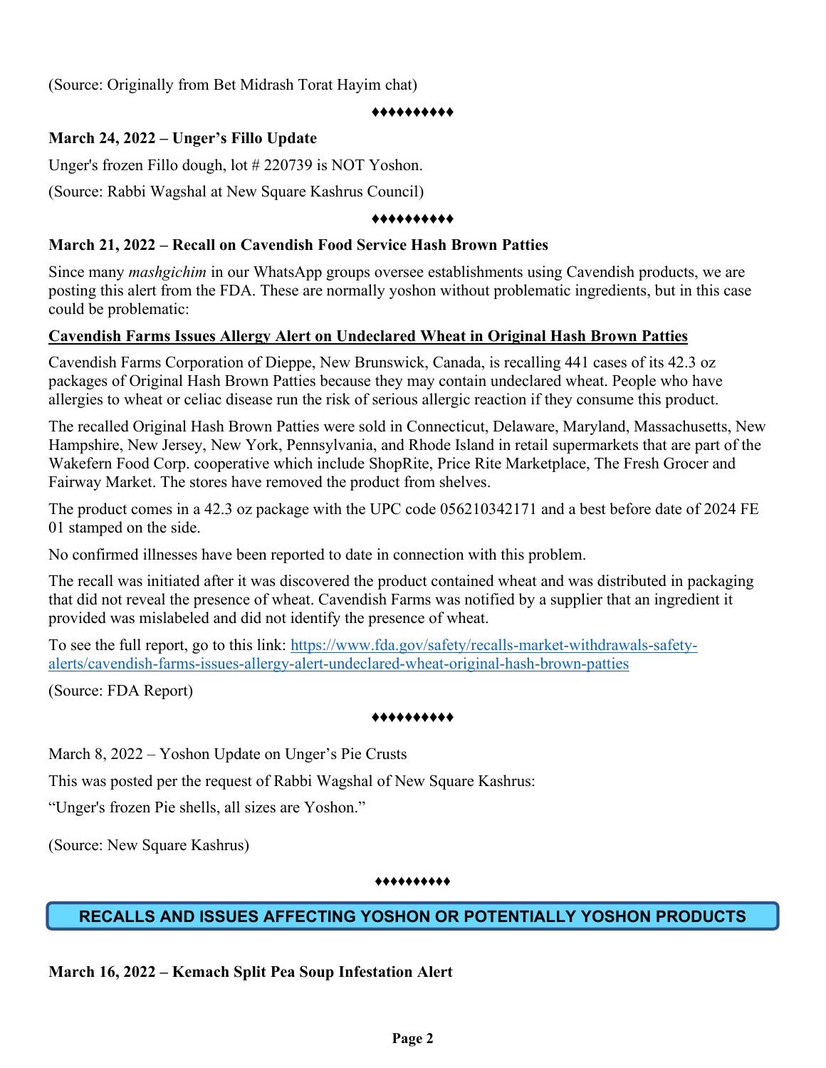(Source: Originally from Bet Midrash Torat Hayim chat)

♦♦♦♦♦♦♦♦♦♦

**March 24, 2022 – Unger's Fillo Update**

Unger's frozen Fillo dough, lot # 220739 is NOT Yoshon.

(Source: Rabbi Wagshal at New Square Kashrus Council)

♦♦♦♦♦♦♦♦♦♦

**March 21, 2022 – Recall on Cavendish Food Service Hash Brown Patties**

Since many *mashgichim* in our WhatsApp groups oversee establishments using Cavendish products, we are posting this alert from the FDA. These are normally yoshon without problematic ingredients, but in this case could be problematic:

**<u>Cavendish Farms Issues Allergy Alert on Undeclared Wheat in Original Hash Brown Patties</u>**

Cavendish Farms Corporation of Dieppe, New Brunswick, Canada, is recalling 441 cases of its 42.3 oz packages of Original Hash Brown Patties because they may contain undeclared wheat. People who have allergies to wheat or celiac disease run the risk of serious allergic reaction if they consume this product.

The recalled Original Hash Brown Patties were sold in Connecticut, Delaware, Maryland, Massachusetts, New Hampshire, New Jersey, New York, Pennsylvania, and Rhode Island in retail supermarkets that are part of the Wakefern Food Corp. cooperative which include ShopRite, Price Rite Marketplace, The Fresh Grocer and Fairway Market. The stores have removed the product from shelves.

The product comes in a 42.3 oz package with the UPC code 056210342171 and a best before date of 2024 FE 01 stamped on the side.

No confirmed illnesses have been reported to date in connection with this problem.

The recall was initiated after it was discovered the product contained wheat and was distributed in packaging that did not reveal the presence of wheat. Cavendish Farms was notified by a supplier that an ingredient it provided was mislabeled and did not identify the presence of wheat.

To see the full report, go to this link: [https://www.fda.gov/safety/recalls-market-withdrawals-safety-alerts/cavendish-farms-issues-allergy-alert-undeclared-wheat-original-hash-brown-patties](https://www.fda.gov/safety/recalls-market-withdrawals-safety-alerts/cavendish-farms-issues-allergy-alert-undeclared-wheat-original-hash-brown-patties)

(Source: FDA Report)

♦♦♦♦♦♦♦♦♦♦

March 8, 2022 – Yoshon Update on Unger's Pie Crusts

This was posted per the request of Rabbi Wagshal of New Square Kashrus:

"Unger's frozen Pie shells, all sizes are Yoshon."

(Source: New Square Kashrus)

♦♦♦♦♦♦♦♦♦♦

## RECALLS AND ISSUES AFFECTING YOSHON OR POTENTIALLY YOSHON PRODUCTS

**March 16, 2022 – Kemach Split Pea Soup Infestation Alert**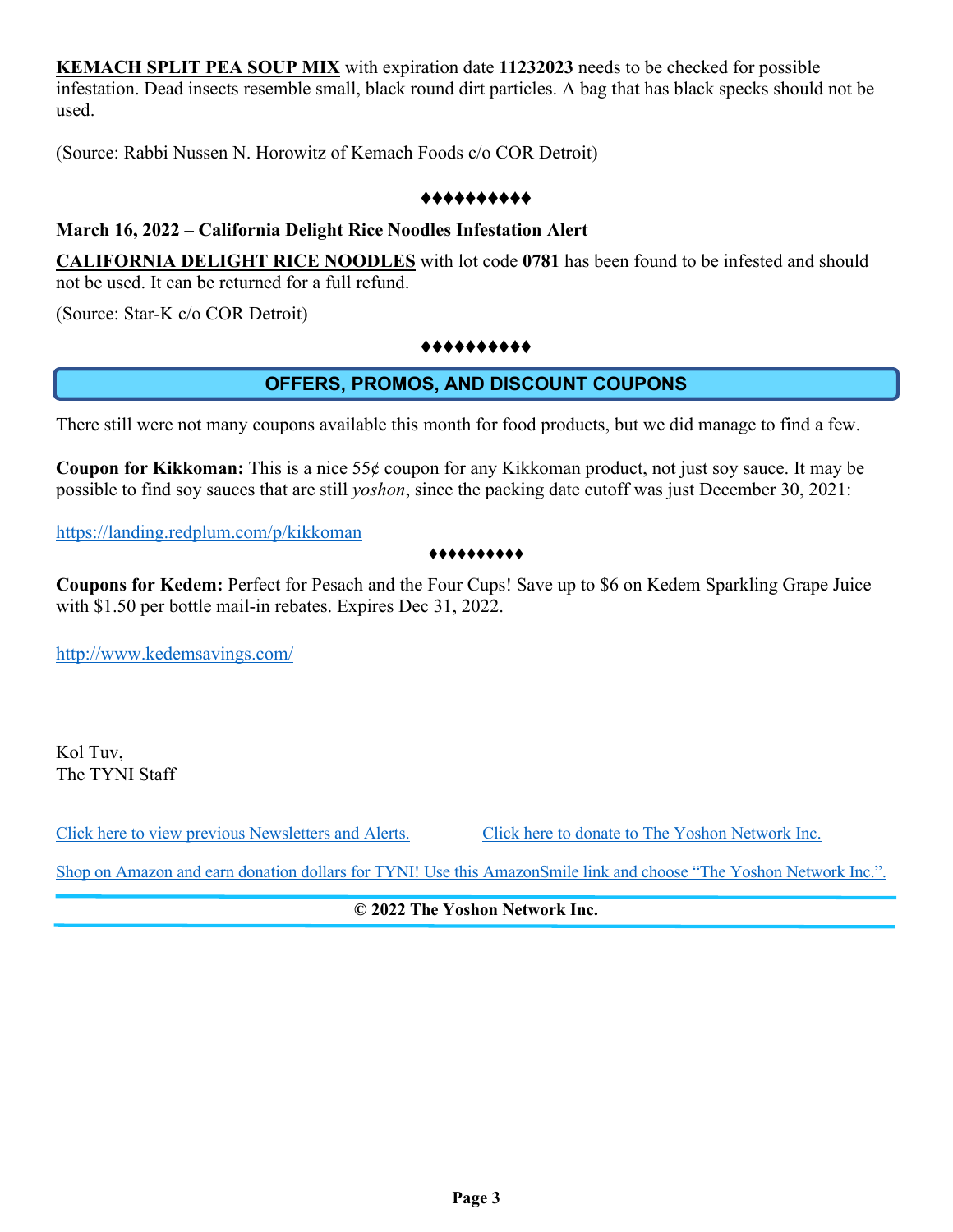**<u>KEMACH SPLIT PEA SOUP MIX</u>** with expiration date **11232023** needs to be checked for possible infestation. Dead insects resemble small, black round dirt particles. A bag that has black specks should not be used.

(Source: Rabbi Nussen N. Horowitz of Kemach Foods c/o COR Detroit)

♦♦♦♦♦♦♦♦♦♦

**March 16, 2022 – California Delight Rice Noodles Infestation Alert**

**<u>CALIFORNIA DELIGHT RICE NOODLES</u>** with lot code **0781** has been found to be infested and should not be used. It can be returned for a full refund.

(Source: Star-K c/o COR Detroit)

♦♦♦♦♦♦♦♦♦♦

## OFFERS, PROMOS, AND DISCOUNT COUPONS

There still were not many coupons available this month for food products, but we did manage to find a few.

**Coupon for Kikkoman:** This is a nice 55¢ coupon for any Kikkoman product, not just soy sauce. It may be possible to find soy sauces that are still *yoshon*, since the packing date cutoff was just December 30, 2021:

https://landing.redplum.com/p/kikkoman

♦♦♦♦♦♦♦♦♦♦

**Coupons for Kedem:** Perfect for Pesach and the Four Cups! Save up to $6 on Kedem Sparkling Grape Juice with $1.50 per bottle mail-in rebates. Expires Dec 31, 2022.

http://www.kedemsavings.com/

Kol Tuv,
The TYNI Staff

Click here to view previous Newsletters and Alerts. Click here to donate to The Yoshon Network Inc.

Shop on Amazon and earn donation dollars for TYNI! Use this AmazonSmile link and choose "The Yoshon Network Inc.".

**© 2022 The Yoshon Network Inc.**